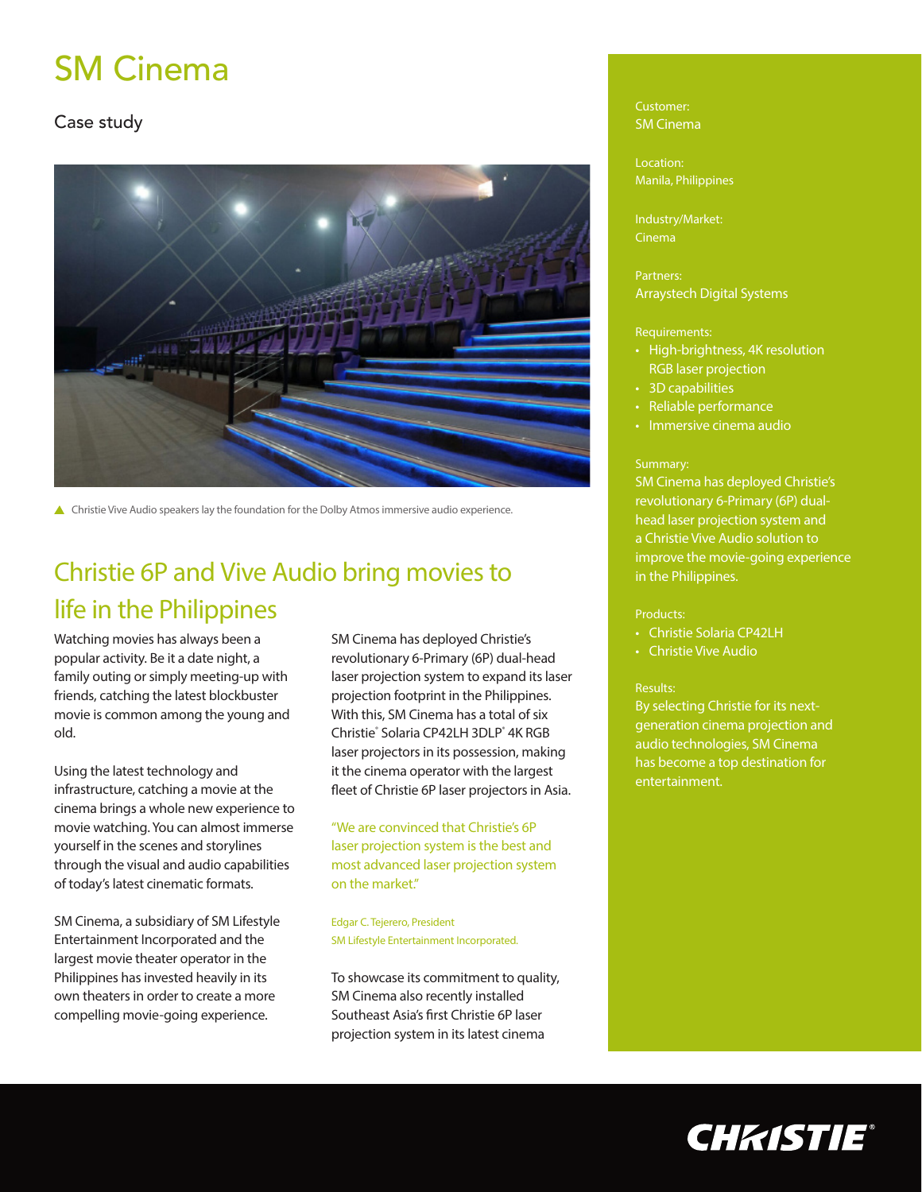# SM Cinema

## Case study

▲ Christie Vive Audio speakers lay the foundation for the Dolby Atmos immersive audio experience.

## Christie 6P and Vive Audio bring movies to life in the Philippines

Watching movies has always been a popular activity. Be it a date night, a family outing or simply meeting-up with friends, catching the latest blockbuster movie is common among the young and old.

Using the latest technology and infrastructure, catching a movie at the cinema brings a whole new experience to movie watching. You can almost immerse yourself in the scenes and storylines through the visual and audio capabilities of today's latest cinematic formats.

SM Cinema, a subsidiary of SM Lifestyle Entertainment Incorporated and the largest movie theater operator in the Philippines has invested heavily in its own theaters in order to create a more compelling movie-going experience.

SM Cinema has deployed Christie's revolutionary 6-Primary (6P) dual-head laser projection system to expand its laser projection footprint in the Philippines. With this, SM Cinema has a total of six Christie® Solaria CP42LH 3DLP® 4K RGB laser projectors in its possession, making it the cinema operator with the largest fleet of Christie 6P laser projectors in Asia.

"We are convinced that Christie's 6P laser projection system is the best and most advanced laser projection system on the market."

Edgar C. Tejerero, President
SM Lifestyle Entertainment Incorporated.

To showcase its commitment to quality, SM Cinema also recently installed Southeast Asia's first Christie 6P laser projection system in its latest cinema

Customer:
SM Cinema

Location:
Manila, Philippines

Industry/Market:
Cinema

Partners:
Arraystech Digital Systems

Requirements:

- High-brightness, 4K resolution RGB laser projection
- 3D capabilities
- Reliable performance
- Immersive cinema audio

Summary:
SM Cinema has deployed Christie's revolutionary 6-Primary (6P) dual-head laser projection system and a Christie Vive Audio solution to improve the movie-going experience in the Philippines.

Products:

- Christie Solaria CP42LH
- Christie Vive Audio

Results:
By selecting Christie for its next-generation cinema projection and audio technologies, SM Cinema has become a top destination for entertainment.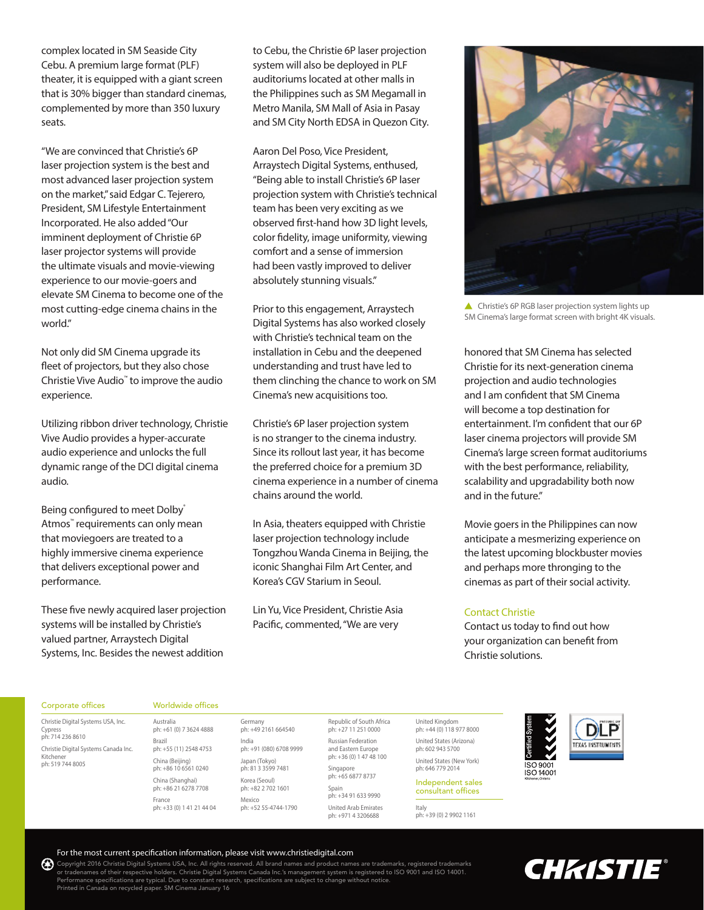complex located in SM Seaside City Cebu. A premium large format (PLF) theater, it is equipped with a giant screen that is 30% bigger than standard cinemas, complemented by more than 350 luxury seats.

"We are convinced that Christie's 6P laser projection system is the best and most advanced laser projection system on the market," said Edgar C. Tejerero, President, SM Lifestyle Entertainment Incorporated. He also added "Our imminent deployment of Christie 6P laser projector systems will provide the ultimate visuals and movie-viewing experience to our movie-goers and elevate SM Cinema to become one of the most cutting-edge cinema chains in the world."

Not only did SM Cinema upgrade its fleet of projectors, but they also chose Christie Vive Audio™ to improve the audio experience.

Utilizing ribbon driver technology, Christie Vive Audio provides a hyper-accurate audio experience and unlocks the full dynamic range of the DCI digital cinema audio.

Being configured to meet Dolby® Atmos™ requirements can only mean that moviegoers are treated to a highly immersive cinema experience that delivers exceptional power and performance.

These five newly acquired laser projection systems will be installed by Christie's valued partner, Arraystech Digital Systems, Inc. Besides the newest addition to Cebu, the Christie 6P laser projection system will also be deployed in PLF auditoriums located at other malls in the Philippines such as SM Megamall in Metro Manila, SM Mall of Asia in Pasay and SM City North EDSA in Quezon City.

Aaron Del Poso, Vice President, Arraystech Digital Systems, enthused, "Being able to install Christie's 6P laser projection system with Christie's technical team has been very exciting as we observed first-hand how 3D light levels, color fidelity, image uniformity, viewing comfort and a sense of immersion had been vastly improved to deliver absolutely stunning visuals."

Prior to this engagement, Arraystech Digital Systems has also worked closely with Christie's technical team on the installation in Cebu and the deepened understanding and trust have led to them clinching the chance to work on SM Cinema's new acquisitions too.

Christie's 6P laser projection system is no stranger to the cinema industry. Since its rollout last year, it has become the preferred choice for a premium 3D cinema experience in a number of cinema chains around the world.

In Asia, theaters equipped with Christie laser projection technology include Tongzhou Wanda Cinema in Beijing, the iconic Shanghai Film Art Center, and Korea's CGV Starium in Seoul.

Lin Yu, Vice President, Christie Asia Pacific, commented, "We are very honored that SM Cinema has selected Christie for its next-generation cinema projection and audio technologies and I am confident that SM Cinema will become a top destination for entertainment. I'm confident that our 6P laser cinema projectors will provide SM Cinema's large screen format auditoriums with the best performance, reliability, scalability and upgradability both now and in the future."

▲ Christie's 6P RGB laser projection system lights up SM Cinema's large format screen with bright 4K visuals.

Movie goers in the Philippines can now anticipate a mesmerizing experience on the latest upcoming blockbuster movies and perhaps more thronging to the cinemas as part of their social activity.

## Contact Christie

Contact us today to find out how your organization can benefit from Christie solutions.

### Corporate offices

Christie Digital Systems USA, Inc.
Cypress
ph: 714 236 8610

Christie Digital Systems Canada Inc.
Kitchener
ph: 519 744 8005

### Worldwide offices

Australia
ph: +61 (0) 7 3624 4888

Brazil
ph: +55 (11) 2548 4753

China (Beijing)
ph: +86 10 6561 0240

China (Shanghai)
ph: +86 21 6278 7708

France
ph: +33 (0) 1 41 21 44 04

Germany
ph: +49 2161 664540

India
ph: +91 (080) 6708 9999

Japan (Tokyo)
ph: 81 3 3599 7481

Korea (Seoul)
ph: +82 2 702 1601

Mexico
ph: +52 55-4744-1790

Republic of South Africa
ph: +27 11 251 0000

Russian Federation and Eastern Europe
ph: +36 (0) 1 47 48 100

Singapore
ph: +65 6877 8737

Spain
ph: +34 91 633 9990

United Arab Emirates
ph: +971 4 3206688

United Kingdom
ph: +44 (0) 118 977 8000

United States (Arizona)
ph: 602 943 5700

United States (New York)
ph: 646 779 2014

### Independent sales consultant offices

Italy
ph: +39 (0) 2 9902 1161

ISO 9001
ISO 14001

For the most current specification information, please visit www.christiedigital.com

Copyright 2016 Christie Digital Systems USA, Inc. All rights reserved. All brand names and product names are trademarks, registered trademarks or tradenames of their respective holders. Christie Digital Systems Canada Inc.'s management system is registered to ISO 9001 and ISO 14001. Performance specifications are typical. Due to constant research, specifications are subject to change without notice. Printed in Canada on recycled paper. SM Cinema January 16